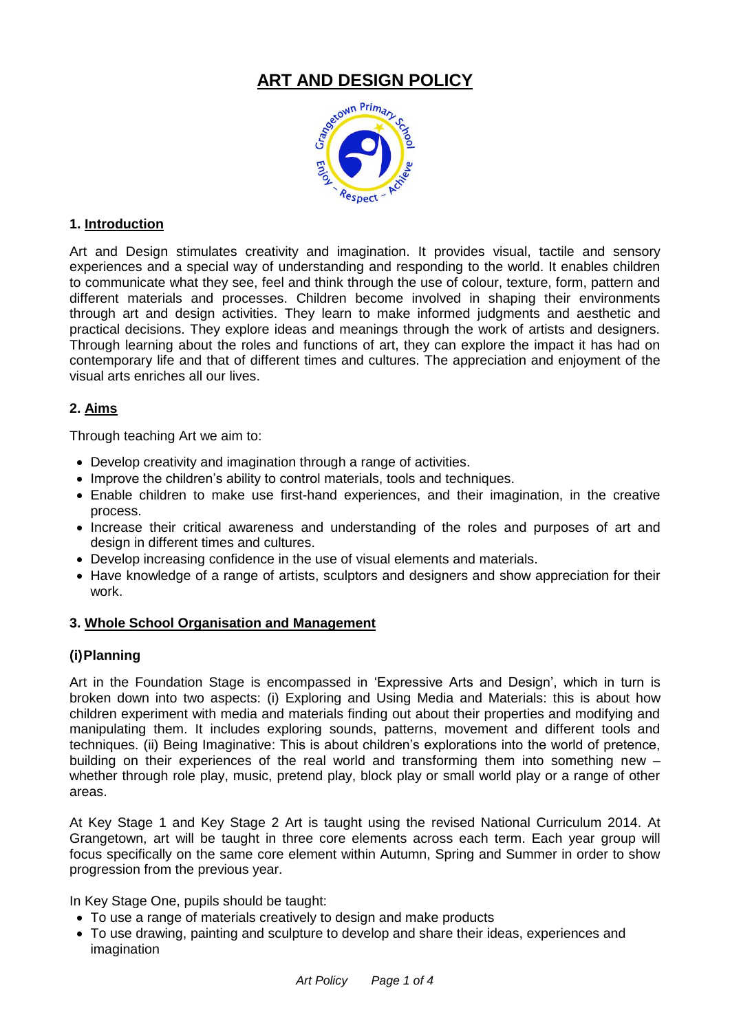# ART AND DESIGN POLICY

## 1. Introduction

Art and Design stimulates creativity and imagination. It provides visual, tactile and sensory experiences and a special way of understanding and responding to the world. It enables children to communicate what they see, feel and think through the use of colour, texture, form, pattern and different materials and processes. Children become involved in shaping their environments through art and design activities. They learn to make informed judgments and aesthetic and practical decisions. They explore ideas and meanings through the work of artists and designers. Through learning about the roles and functions of art, they can explore the impact it has had on contemporary life and that of different times and cultures. The appreciation and enjoyment of the visual arts enriches all our lives.

## 2. Aims

Through teaching Art we aim to:

- Develop creativity and imagination through a range of activities.
- Improve the children's ability to control materials, tools and techniques.
- Enable children to make use first-hand experiences, and their imagination, in the creative process.
- Increase their critical awareness and understanding of the roles and purposes of art and design in different times and cultures.
- Develop increasing confidence in the use of visual elements and materials.
- Have knowledge of a range of artists, sculptors and designers and show appreciation for their work.

## 3. Whole School Organisation and Management

### (i) Planning

Art in the Foundation Stage is encompassed in 'Expressive Arts and Design', which in turn is broken down into two aspects: (i) Exploring and Using Media and Materials: this is about how children experiment with media and materials finding out about their properties and modifying and manipulating them. It includes exploring sounds, patterns, movement and different tools and techniques. (ii) Being Imaginative: This is about children's explorations into the world of pretence, building on their experiences of the real world and transforming them into something new – whether through role play, music, pretend play, block play or small world play or a range of other areas.

At Key Stage 1 and Key Stage 2 Art is taught using the revised National Curriculum 2014. At Grangetown, art will be taught in three core elements across each term. Each year group will focus specifically on the same core element within Autumn, Spring and Summer in order to show progression from the previous year.

In Key Stage One, pupils should be taught:

- To use a range of materials creatively to design and make products
- To use drawing, painting and sculpture to develop and share their ideas, experiences and imagination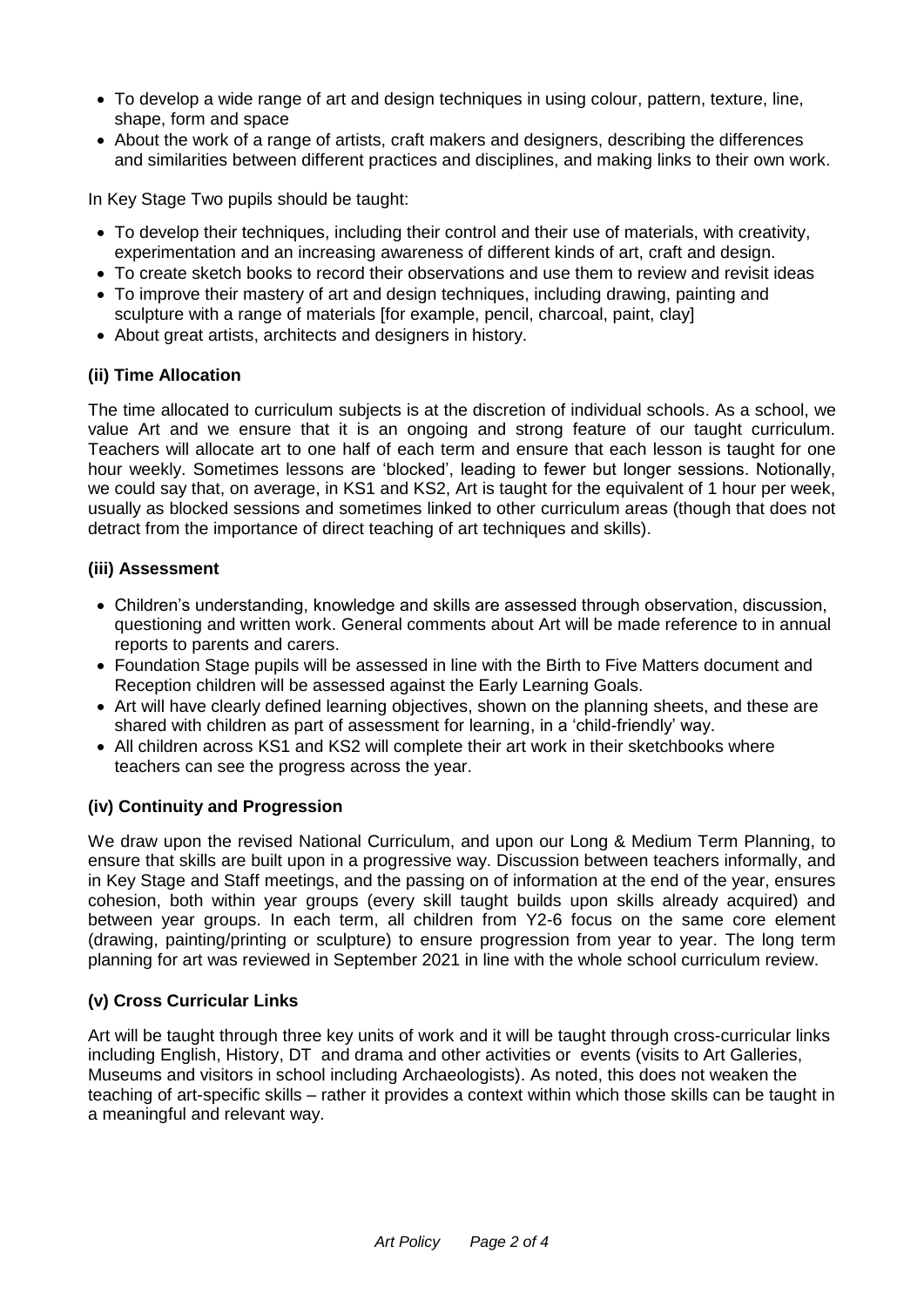- To develop a wide range of art and design techniques in using colour, pattern, texture, line, shape, form and space
- About the work of a range of artists, craft makers and designers, describing the differences and similarities between different practices and disciplines, and making links to their own work.

In Key Stage Two pupils should be taught:

- To develop their techniques, including their control and their use of materials, with creativity, experimentation and an increasing awareness of different kinds of art, craft and design.
- To create sketch books to record their observations and use them to review and revisit ideas
- To improve their mastery of art and design techniques, including drawing, painting and sculpture with a range of materials [for example, pencil, charcoal, paint, clay]
- About great artists, architects and designers in history.

### (ii) Time Allocation

The time allocated to curriculum subjects is at the discretion of individual schools. As a school, we value Art and we ensure that it is an ongoing and strong feature of our taught curriculum. Teachers will allocate art to one half of each term and ensure that each lesson is taught for one hour weekly. Sometimes lessons are 'blocked', leading to fewer but longer sessions. Notionally, we could say that, on average, in KS1 and KS2, Art is taught for the equivalent of 1 hour per week, usually as blocked sessions and sometimes linked to other curriculum areas (though that does not detract from the importance of direct teaching of art techniques and skills).

### (iii) Assessment

- Children's understanding, knowledge and skills are assessed through observation, discussion, questioning and written work. General comments about Art will be made reference to in annual reports to parents and carers.
- Foundation Stage pupils will be assessed in line with the Birth to Five Matters document and Reception children will be assessed against the Early Learning Goals.
- Art will have clearly defined learning objectives, shown on the planning sheets, and these are shared with children as part of assessment for learning, in a 'child-friendly' way.
- All children across KS1 and KS2 will complete their art work in their sketchbooks where teachers can see the progress across the year.

### (iv) Continuity and Progression

We draw upon the revised National Curriculum, and upon our Long & Medium Term Planning, to ensure that skills are built upon in a progressive way. Discussion between teachers informally, and in Key Stage and Staff meetings, and the passing on of information at the end of the year, ensures cohesion, both within year groups (every skill taught builds upon skills already acquired) and between year groups. In each term, all children from Y2-6 focus on the same core element (drawing, painting/printing or sculpture) to ensure progression from year to year. The long term planning for art was reviewed in September 2021 in line with the whole school curriculum review.

### (v) Cross Curricular Links

Art will be taught through three key units of work and it will be taught through cross-curricular links including English, History, DT and drama and other activities or events (visits to Art Galleries, Museums and visitors in school including Archaeologists). As noted, this does not weaken the teaching of art-specific skills – rather it provides a context within which those skills can be taught in a meaningful and relevant way.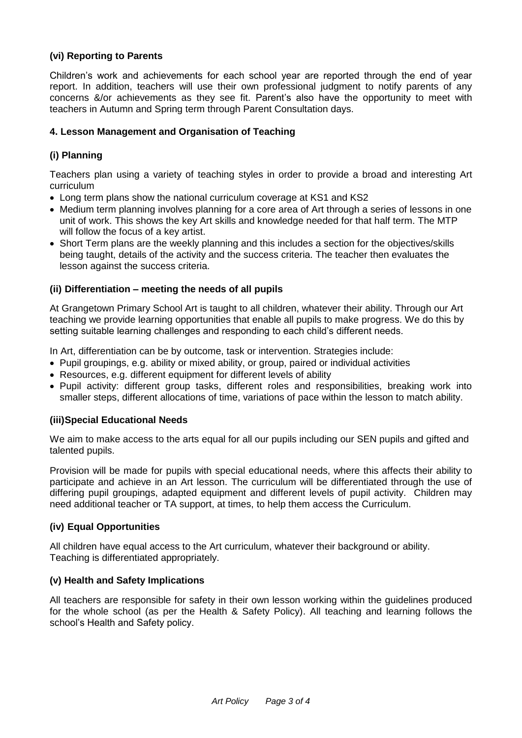### (vi) Reporting to Parents

Children's work and achievements for each school year are reported through the end of year report. In addition, teachers will use their own professional judgment to notify parents of any concerns &/or achievements as they see fit. Parent's also have the opportunity to meet with teachers in Autumn and Spring term through Parent Consultation days.

## 4. Lesson Management and Organisation of Teaching

### (i) Planning

Teachers plan using a variety of teaching styles in order to provide a broad and interesting Art curriculum

- Long term plans show the national curriculum coverage at KS1 and KS2
- Medium term planning involves planning for a core area of Art through a series of lessons in one unit of work. This shows the key Art skills and knowledge needed for that half term. The MTP will follow the focus of a key artist.
- Short Term plans are the weekly planning and this includes a section for the objectives/skills being taught, details of the activity and the success criteria. The teacher then evaluates the lesson against the success criteria.

### (ii) Differentiation – meeting the needs of all pupils

At Grangetown Primary School Art is taught to all children, whatever their ability. Through our Art teaching we provide learning opportunities that enable all pupils to make progress. We do this by setting suitable learning challenges and responding to each child's different needs.

In Art, differentiation can be by outcome, task or intervention. Strategies include:

- Pupil groupings, e.g. ability or mixed ability, or group, paired or individual activities
- Resources, e.g. different equipment for different levels of ability
- Pupil activity: different group tasks, different roles and responsibilities, breaking work into smaller steps, different allocations of time, variations of pace within the lesson to match ability.

### (iii)Special Educational Needs

We aim to make access to the arts equal for all our pupils including our SEN pupils and gifted and talented pupils.

Provision will be made for pupils with special educational needs, where this affects their ability to participate and achieve in an Art lesson. The curriculum will be differentiated through the use of differing pupil groupings, adapted equipment and different levels of pupil activity. Children may need additional teacher or TA support, at times, to help them access the Curriculum.

### (iv) Equal Opportunities

All children have equal access to the Art curriculum, whatever their background or ability.
Teaching is differentiated appropriately.

### (v) Health and Safety Implications

All teachers are responsible for safety in their own lesson working within the guidelines produced for the whole school (as per the Health & Safety Policy). All teaching and learning follows the school's Health and Safety policy.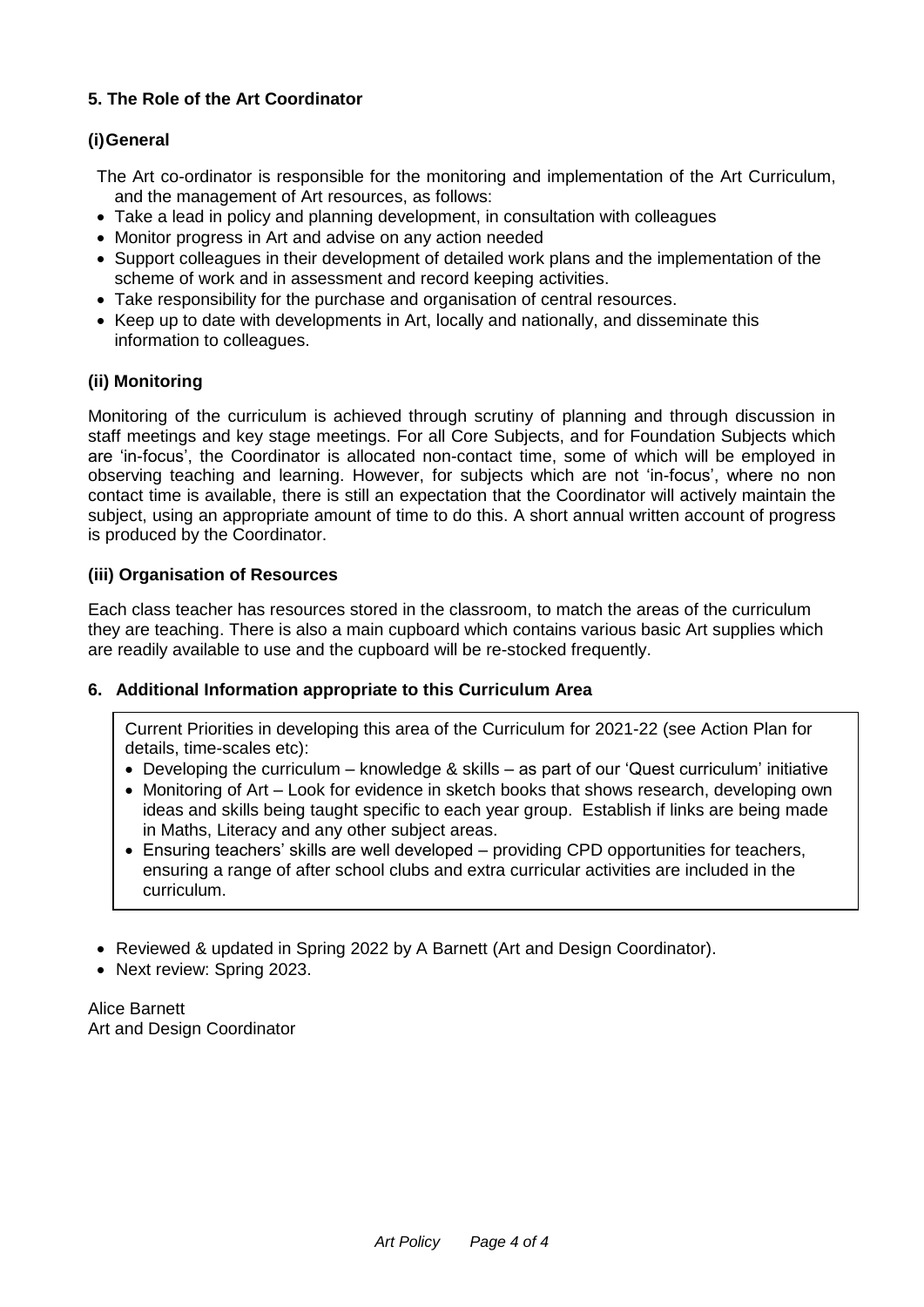### 5. The Role of the Art Coordinator

#### (i) General

The Art co-ordinator is responsible for the monitoring and implementation of the Art Curriculum, and the management of Art resources, as follows:

- Take a lead in policy and planning development, in consultation with colleagues
- Monitor progress in Art and advise on any action needed
- Support colleagues in their development of detailed work plans and the implementation of the scheme of work and in assessment and record keeping activities.
- Take responsibility for the purchase and organisation of central resources.
- Keep up to date with developments in Art, locally and nationally, and disseminate this information to colleagues.

#### (ii) Monitoring

Monitoring of the curriculum is achieved through scrutiny of planning and through discussion in staff meetings and key stage meetings. For all Core Subjects, and for Foundation Subjects which are 'in-focus', the Coordinator is allocated non-contact time, some of which will be employed in observing teaching and learning. However, for subjects which are not 'in-focus', where no non contact time is available, there is still an expectation that the Coordinator will actively maintain the subject, using an appropriate amount of time to do this. A short annual written account of progress is produced by the Coordinator.

#### (iii) Organisation of Resources

Each class teacher has resources stored in the classroom, to match the areas of the curriculum they are teaching. There is also a main cupboard which contains various basic Art supplies which are readily available to use and the cupboard will be re-stocked frequently.

### 6. Additional Information appropriate to this Curriculum Area

Current Priorities in developing this area of the Curriculum for 2021-22 (see Action Plan for details, time-scales etc):

- Developing the curriculum – knowledge & skills – as part of our 'Quest curriculum' initiative
- Monitoring of Art – Look for evidence in sketch books that shows research, developing own ideas and skills being taught specific to each year group. Establish if links are being made in Maths, Literacy and any other subject areas.
- Ensuring teachers' skills are well developed – providing CPD opportunities for teachers, ensuring a range of after school clubs and extra curricular activities are included in the curriculum.

- Reviewed & updated in Spring 2022 by A Barnett (Art and Design Coordinator).
- Next review: Spring 2023.

Alice Barnett
Art and Design Coordinator